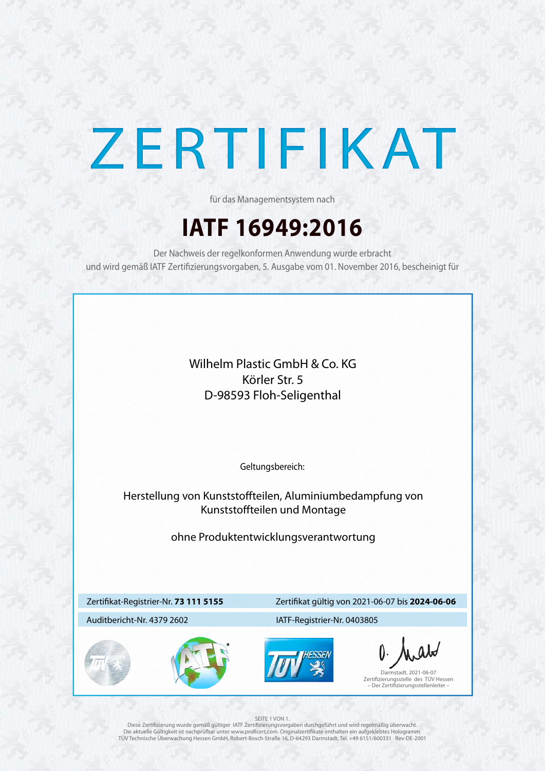# ZERTIFIKAT

für das Managementsystem nach

## IATF 16949:2016

Der Nachweis der regelkonformen Anwendung wurde erbracht
und wird gemäß IATF Zertifizierungsvorgaben, 5. Ausgabe vom 01. November 2016, bescheinigt für

Wilhelm Plastic GmbH & Co. KG
Körler Str. 5
D-98593 Floh-Seligenthal

Geltungsbereich:

Herstellung von Kunststoffteilen, Aluminiumbedampfung von Kunststoffteilen und Montage

ohne Produktentwicklungsverantwortung

| Zertifikat-Registrier-Nr. **73 111 5155** | Zertifikat gültig von 2021-06-07 bis **2024-06-06** |
| --- | --- |
| Auditbericht-Nr. 4379 2602 | IATF-Registrier-Nr. 0403805 |

Darmstadt, 2021-06-07
Zertifizierungsstelle des TÜV Hessen
– Der Zertifizierungsstellenleiter –

SEITE 1 VON 1.
Diese Zertifizierung wurde gemäß gültiger IATF Zertifizierungsvorgaben durchgeführt und wird regelmäßig überwacht.
Die aktuelle Gültigkeit ist nachprüfbar unter www.proficert.com. Originalzertifikate enthalten ein aufgeklebtes Hologramm.
TÜV Technische Überwachung Hessen GmbH, Robert-Bosch-Straße 16, D-64293 Darmstadt, Tel. +49 6151/600331 Rev-DE-2001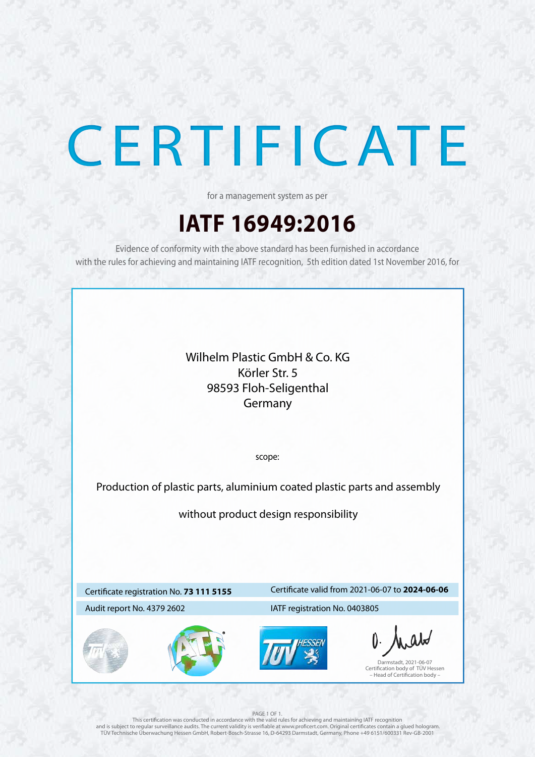# CERTIFICATE

for a management system as per

## IATF 16949:2016

Evidence of conformity with the above standard has been furnished in accordance with the rules for achieving and maintaining IATF recognition, 5th edition dated 1st November 2016, for

Wilhelm Plastic GmbH & Co. KG
Körler Str. 5
98593 Floh-Seligenthal
Germany

scope:

Production of plastic parts, aluminium coated plastic parts and assembly

without product design responsibility

| | |
|---|---|
| Certificate registration No. **73 111 5155** | Certificate valid from 2021-06-07 to **2024-06-06** |
| Audit report No. 4379 2602 | IATF registration No. 0403805 |

Darmstadt, 2021-06-07
Certification body of TÜV Hessen
– Head of Certification body –

This certification was conducted in accordance with the valid rules for achieving and maintaining IATF recognition and is subject to regular surveillance audits. The current validity is verifiable at www.proficert.com. Original certificates contain a glued hologram.
TÜV Technische Überwachung Hessen GmbH, Robert-Bosch-Strasse 16, D-64293 Darmstadt, Germany, Phone +49 6151/600331 Rev-GB-2001